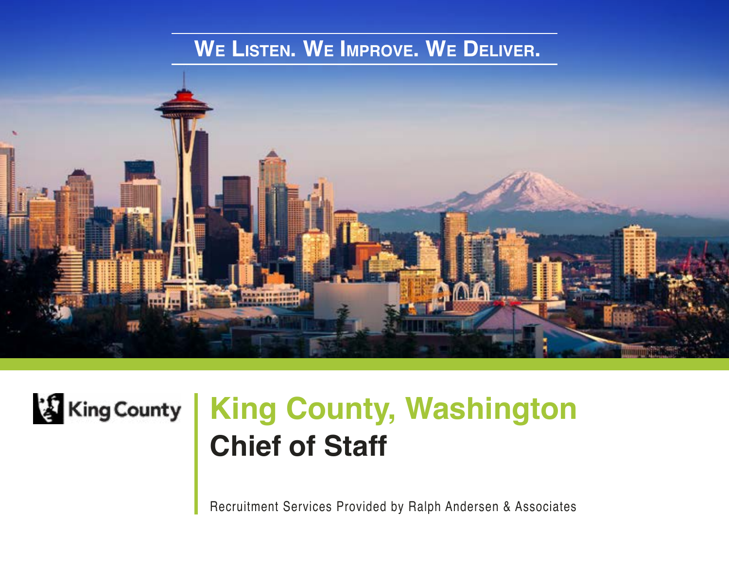**We Listen. We Improve. We Deliver.**

King County

# King County, Washington

## Chief of Staff

Recruitment Services Provided by Ralph Andersen & Associates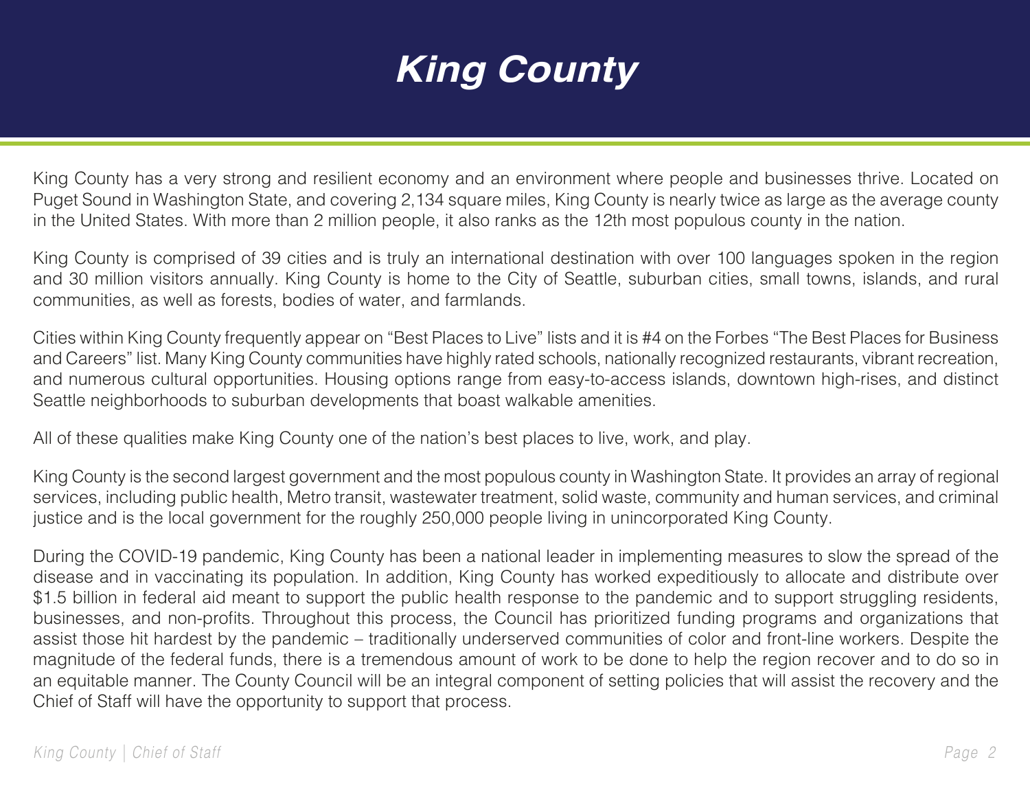# *King County*

King County has a very strong and resilient economy and an environment where people and businesses thrive. Located on Puget Sound in Washington State, and covering 2,134 square miles, King County is nearly twice as large as the average county in the United States. With more than 2 million people, it also ranks as the 12th most populous county in the nation.

King County is comprised of 39 cities and is truly an international destination with over 100 languages spoken in the region and 30 million visitors annually. King County is home to the City of Seattle, suburban cities, small towns, islands, and rural communities, as well as forests, bodies of water, and farmlands.

Cities within King County frequently appear on "Best Places to Live" lists and it is #4 on the Forbes "The Best Places for Business and Careers" list. Many King County communities have highly rated schools, nationally recognized restaurants, vibrant recreation, and numerous cultural opportunities. Housing options range from easy-to-access islands, downtown high-rises, and distinct Seattle neighborhoods to suburban developments that boast walkable amenities.

All of these qualities make King County one of the nation's best places to live, work, and play.

King County is the second largest government and the most populous county in Washington State. It provides an array of regional services, including public health, Metro transit, wastewater treatment, solid waste, community and human services, and criminal justice and is the local government for the roughly 250,000 people living in unincorporated King County.

During the COVID-19 pandemic, King County has been a national leader in implementing measures to slow the spread of the disease and in vaccinating its population. In addition, King County has worked expeditiously to allocate and distribute over $1.5 billion in federal aid meant to support the public health response to the pandemic and to support struggling residents, businesses, and non-profits. Throughout this process, the Council has prioritized funding programs and organizations that assist those hit hardest by the pandemic – traditionally underserved communities of color and front-line workers. Despite the magnitude of the federal funds, there is a tremendous amount of work to be done to help the region recover and to do so in an equitable manner. The County Council will be an integral component of setting policies that will assist the recovery and the Chief of Staff will have the opportunity to support that process.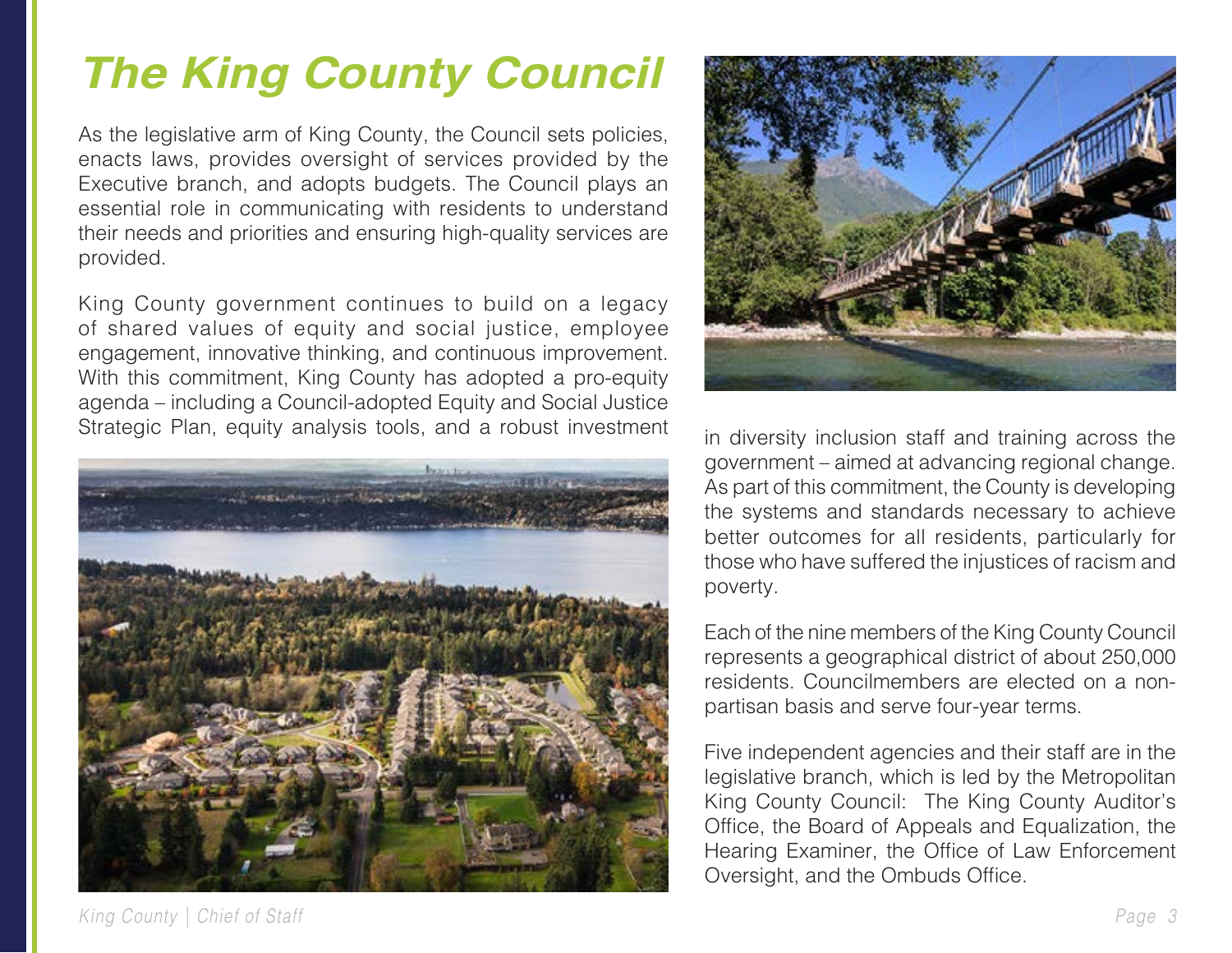# The King County Council

As the legislative arm of King County, the Council sets policies, enacts laws, provides oversight of services provided by the Executive branch, and adopts budgets. The Council plays an essential role in communicating with residents to understand their needs and priorities and ensuring high-quality services are provided.

King County government continues to build on a legacy of shared values of equity and social justice, employee engagement, innovative thinking, and continuous improvement. With this commitment, King County has adopted a pro-equity agenda – including a Council-adopted Equity and Social Justice Strategic Plan, equity analysis tools, and a robust investment in diversity inclusion staff and training across the government – aimed at advancing regional change. As part of this commitment, the County is developing the systems and standards necessary to achieve better outcomes for all residents, particularly for those who have suffered the injustices of racism and poverty.

Each of the nine members of the King County Council represents a geographical district of about 250,000 residents. Councilmembers are elected on a non-partisan basis and serve four-year terms.

Five independent agencies and their staff are in the legislative branch, which is led by the Metropolitan King County Council: The King County Auditor's Office, the Board of Appeals and Equalization, the Hearing Examiner, the Office of Law Enforcement Oversight, and the Ombuds Office.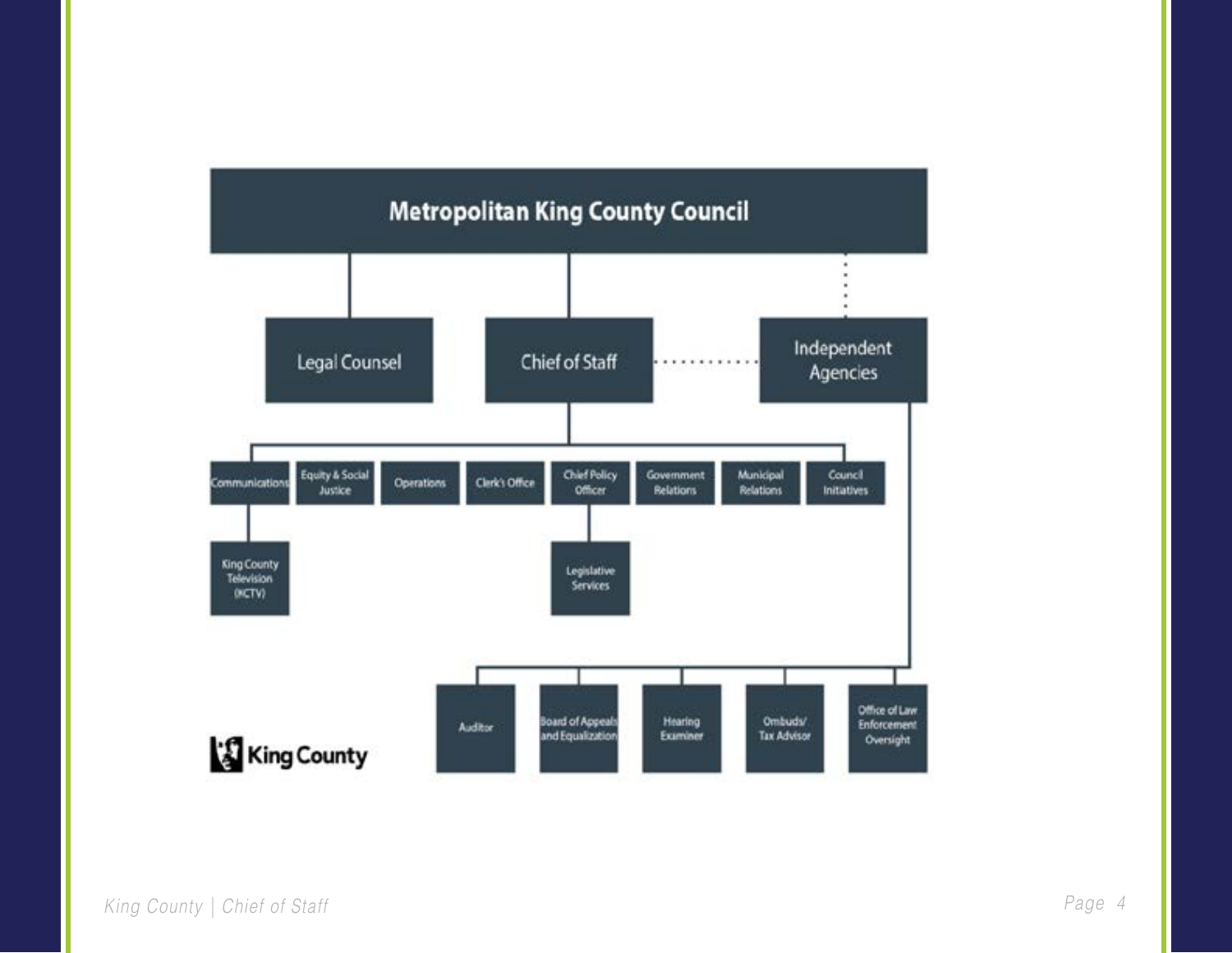**Metropolitan King County Council**

- Legal Counsel
- Chief of Staff
  - Communications
    - King County Television (KCTV)
  - Equity & Social Justice
  - Operations
  - Clerk's Office
  - Chief Policy Officer
    - Legislative Services
  - Government Relations
  - Municipal Relations
  - Council Initiatives
- Independent Agencies
  - Auditor
  - Board of Appeals and Equalization
  - Hearing Examiner
  - Ombuds/ Tax Advisor
  - Office of Law Enforcement Oversight

King County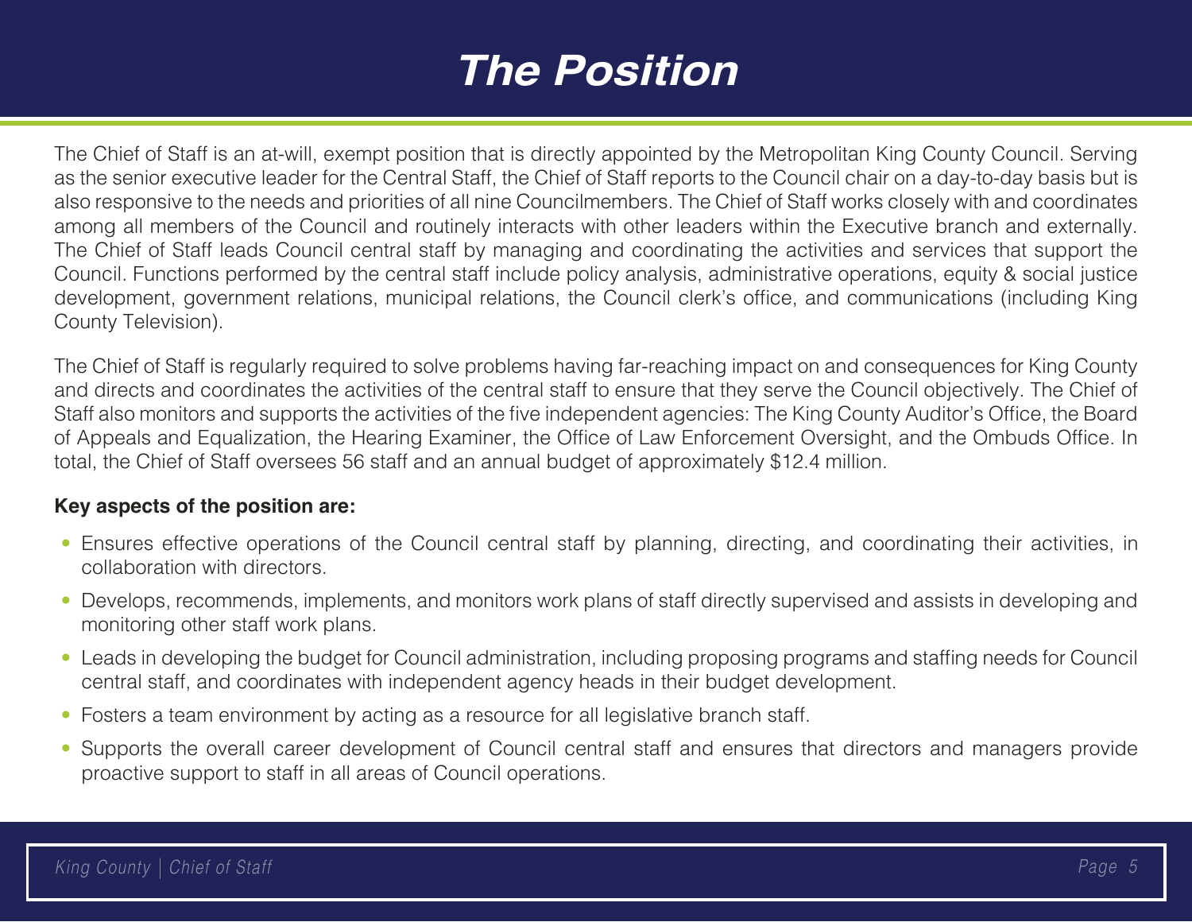# The Position

The Chief of Staff is an at-will, exempt position that is directly appointed by the Metropolitan King County Council. Serving as the senior executive leader for the Central Staff, the Chief of Staff reports to the Council chair on a day-to-day basis but is also responsive to the needs and priorities of all nine Councilmembers. The Chief of Staff works closely with and coordinates among all members of the Council and routinely interacts with other leaders within the Executive branch and externally. The Chief of Staff leads Council central staff by managing and coordinating the activities and services that support the Council. Functions performed by the central staff include policy analysis, administrative operations, equity & social justice development, government relations, municipal relations, the Council clerk's office, and communications (including King County Television).

The Chief of Staff is regularly required to solve problems having far-reaching impact on and consequences for King County and directs and coordinates the activities of the central staff to ensure that they serve the Council objectively. The Chief of Staff also monitors and supports the activities of the five independent agencies: The King County Auditor's Office, the Board of Appeals and Equalization, the Hearing Examiner, the Office of Law Enforcement Oversight, and the Ombuds Office. In total, the Chief of Staff oversees 56 staff and an annual budget of approximately $12.4 million.

**Key aspects of the position are:**

- Ensures effective operations of the Council central staff by planning, directing, and coordinating their activities, in collaboration with directors.
- Develops, recommends, implements, and monitors work plans of staff directly supervised and assists in developing and monitoring other staff work plans.
- Leads in developing the budget for Council administration, including proposing programs and staffing needs for Council central staff, and coordinates with independent agency heads in their budget development.
- Fosters a team environment by acting as a resource for all legislative branch staff.
- Supports the overall career development of Council central staff and ensures that directors and managers provide proactive support to staff in all areas of Council operations.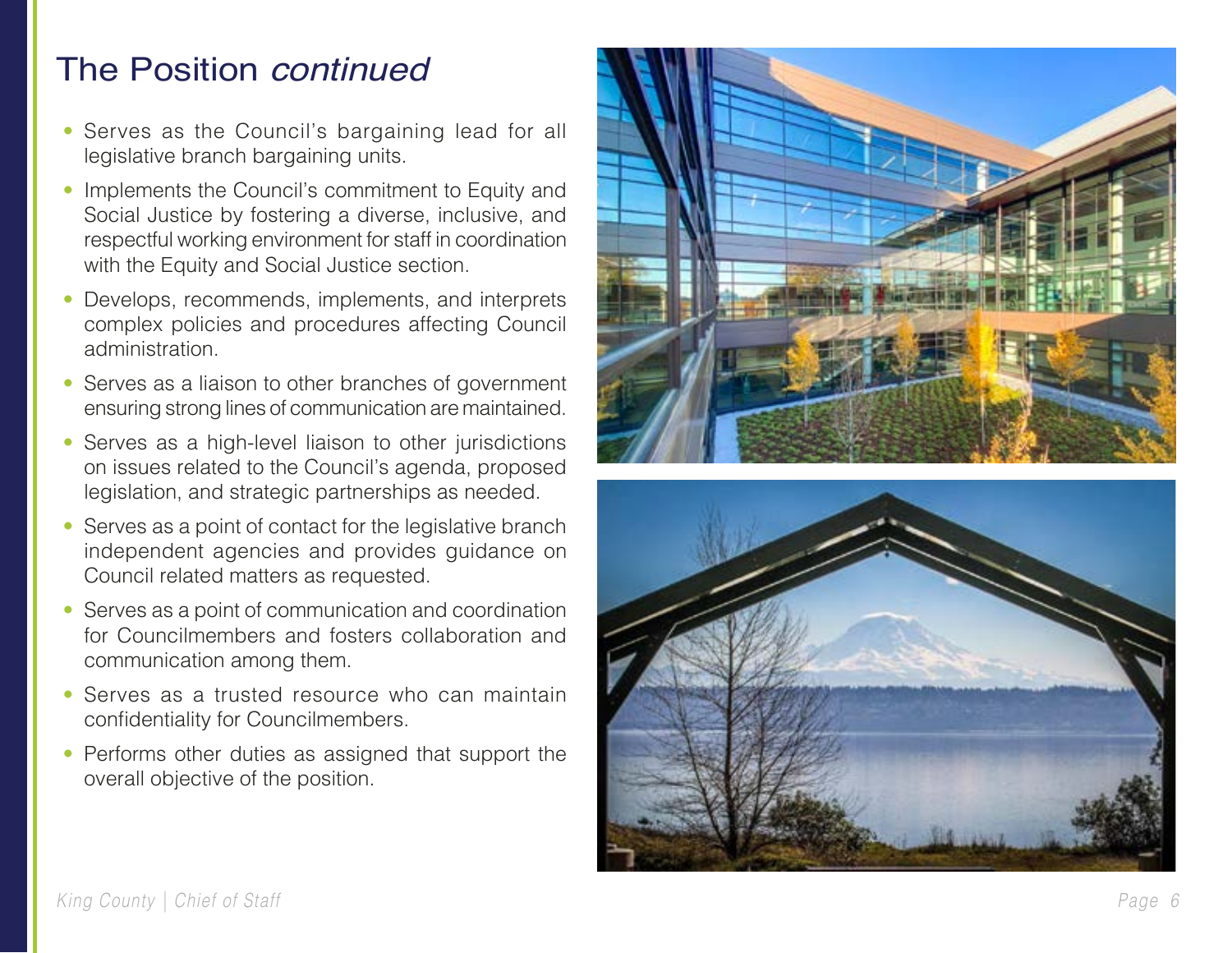# The Position *continued*

- Serves as the Council's bargaining lead for all legislative branch bargaining units.
- Implements the Council's commitment to Equity and Social Justice by fostering a diverse, inclusive, and respectful working environment for staff in coordination with the Equity and Social Justice section.
- Develops, recommends, implements, and interprets complex policies and procedures affecting Council administration.
- Serves as a liaison to other branches of government ensuring strong lines of communication are maintained.
- Serves as a high-level liaison to other jurisdictions on issues related to the Council's agenda, proposed legislation, and strategic partnerships as needed.
- Serves as a point of contact for the legislative branch independent agencies and provides guidance on Council related matters as requested.
- Serves as a point of communication and coordination for Councilmembers and fosters collaboration and communication among them.
- Serves as a trusted resource who can maintain confidentiality for Councilmembers.
- Performs other duties as assigned that support the overall objective of the position.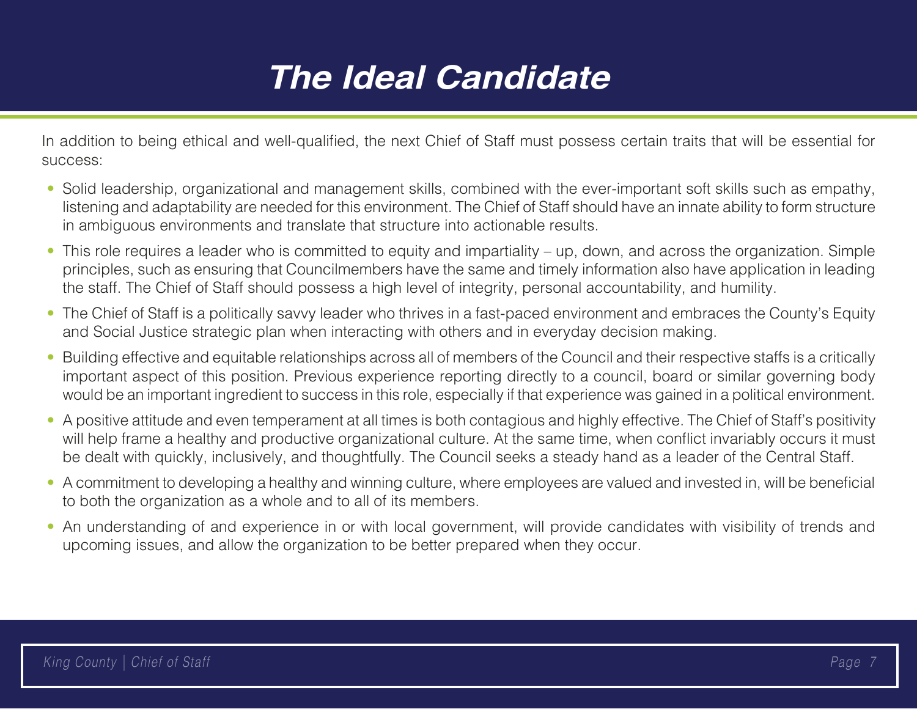# The Ideal Candidate

In addition to being ethical and well-qualified, the next Chief of Staff must possess certain traits that will be essential for success:

- Solid leadership, organizational and management skills, combined with the ever-important soft skills such as empathy, listening and adaptability are needed for this environment. The Chief of Staff should have an innate ability to form structure in ambiguous environments and translate that structure into actionable results.
- This role requires a leader who is committed to equity and impartiality – up, down, and across the organization. Simple principles, such as ensuring that Councilmembers have the same and timely information also have application in leading the staff. The Chief of Staff should possess a high level of integrity, personal accountability, and humility.
- The Chief of Staff is a politically savvy leader who thrives in a fast-paced environment and embraces the County's Equity and Social Justice strategic plan when interacting with others and in everyday decision making.
- Building effective and equitable relationships across all of members of the Council and their respective staffs is a critically important aspect of this position. Previous experience reporting directly to a council, board or similar governing body would be an important ingredient to success in this role, especially if that experience was gained in a political environment.
- A positive attitude and even temperament at all times is both contagious and highly effective. The Chief of Staff's positivity will help frame a healthy and productive organizational culture. At the same time, when conflict invariably occurs it must be dealt with quickly, inclusively, and thoughtfully. The Council seeks a steady hand as a leader of the Central Staff.
- A commitment to developing a healthy and winning culture, where employees are valued and invested in, will be beneficial to both the organization as a whole and to all of its members.
- An understanding of and experience in or with local government, will provide candidates with visibility of trends and upcoming issues, and allow the organization to be better prepared when they occur.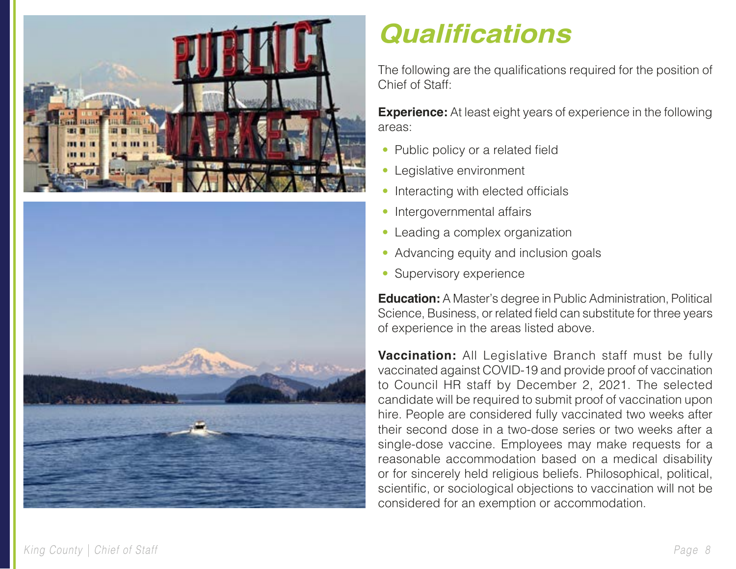# Qualifications

The following are the qualifications required for the position of Chief of Staff:

**Experience:** At least eight years of experience in the following areas:

- Public policy or a related field
- Legislative environment
- Interacting with elected officials
- Intergovernmental affairs
- Leading a complex organization
- Advancing equity and inclusion goals
- Supervisory experience

**Education:** A Master's degree in Public Administration, Political Science, Business, or related field can substitute for three years of experience in the areas listed above.

**Vaccination:** All Legislative Branch staff must be fully vaccinated against COVID-19 and provide proof of vaccination to Council HR staff by December 2, 2021. The selected candidate will be required to submit proof of vaccination upon hire. People are considered fully vaccinated two weeks after their second dose in a two-dose series or two weeks after a single-dose vaccine. Employees may make requests for a reasonable accommodation based on a medical disability or for sincerely held religious beliefs. Philosophical, political, scientific, or sociological objections to vaccination will not be considered for an exemption or accommodation.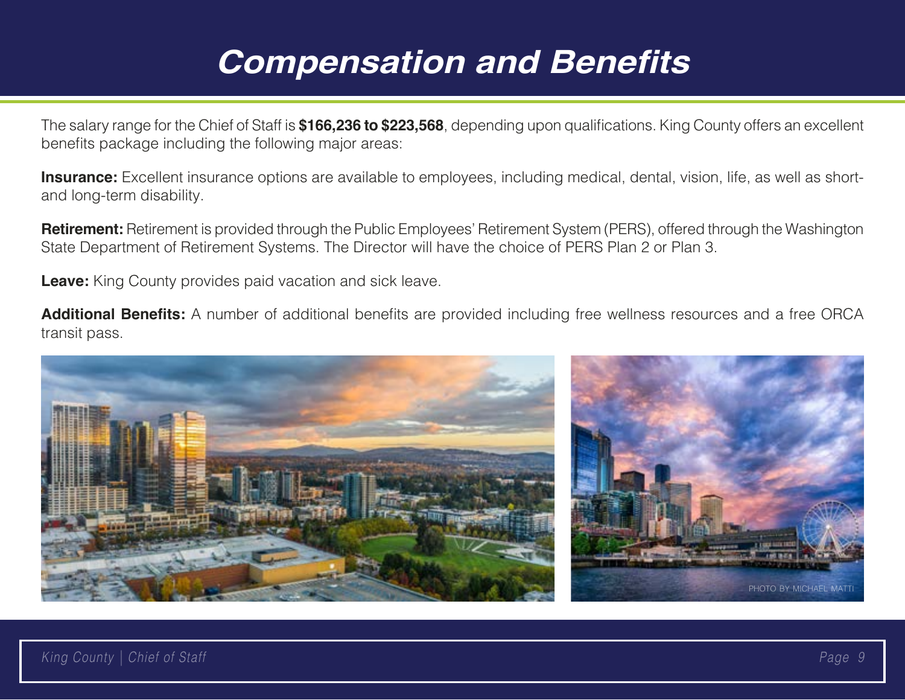# Compensation and Benefits

The salary range for the Chief of Staff is **$166,236 to $223,568**, depending upon qualifications. King County offers an excellent benefits package including the following major areas:

**Insurance:** Excellent insurance options are available to employees, including medical, dental, vision, life, as well as short- and long-term disability.

**Retirement:** Retirement is provided through the Public Employees' Retirement System (PERS), offered through the Washington State Department of Retirement Systems. The Director will have the choice of PERS Plan 2 or Plan 3.

**Leave:** King County provides paid vacation and sick leave.

**Additional Benefits:** A number of additional benefits are provided including free wellness resources and a free ORCA transit pass.

PHOTO BY MICHAEL MATTI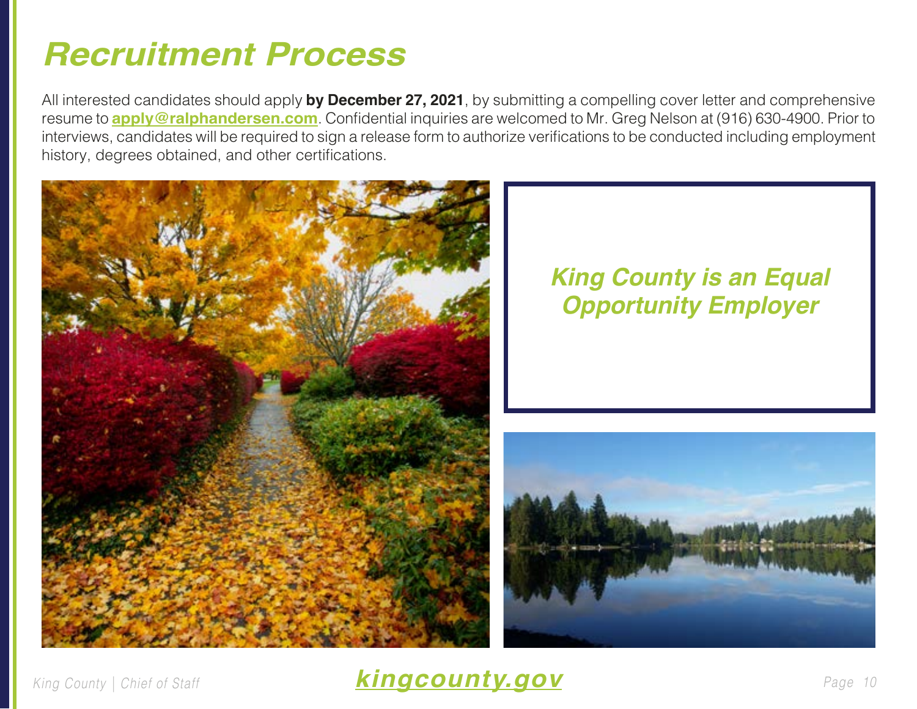# Recruitment Process

All interested candidates should apply **by December 27, 2021**, by submitting a compelling cover letter and comprehensive resume to **apply@ralphandersen.com**. Confidential inquiries are welcomed to Mr. Greg Nelson at (916) 630-4900. Prior to interviews, candidates will be required to sign a release form to authorize verifications to be conducted including employment history, degrees obtained, and other certifications.

***King County is an Equal Opportunity Employer***

**kingcounty.gov**